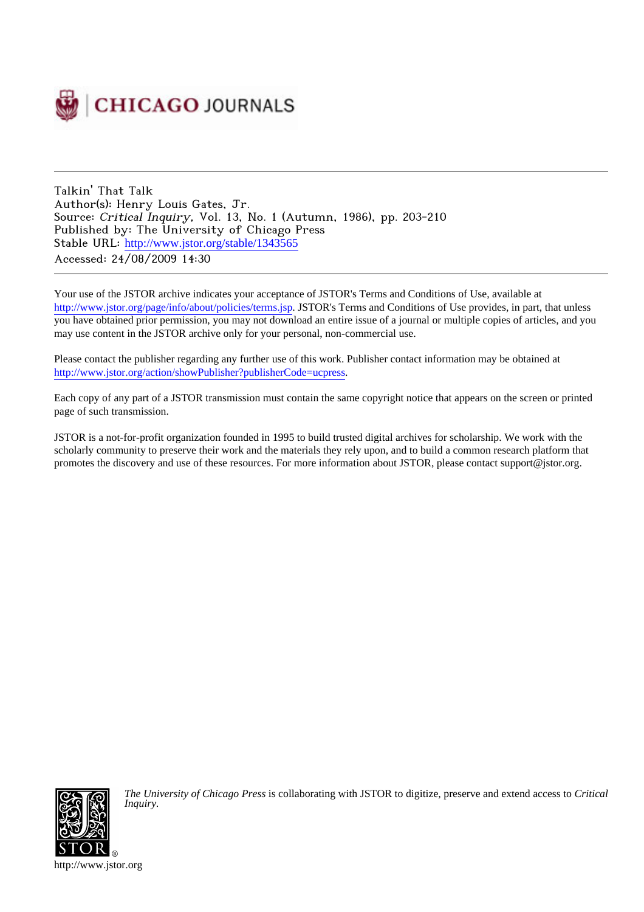CHICAGO JOURNALS

---

Talkin' That Talk
Author(s): Henry Louis Gates, Jr.
Source: *Critical Inquiry*, Vol. 13, No. 1 (Autumn, 1986), pp. 203-210
Published by: The University of Chicago Press
Stable URL: http://www.jstor.org/stable/1343565
Accessed: 24/08/2009 14:30

---

Your use of the JSTOR archive indicates your acceptance of JSTOR's Terms and Conditions of Use, available at http://www.jstor.org/page/info/about/policies/terms.jsp. JSTOR's Terms and Conditions of Use provides, in part, that unless you have obtained prior permission, you may not download an entire issue of a journal or multiple copies of articles, and you may use content in the JSTOR archive only for your personal, non-commercial use.

Please contact the publisher regarding any further use of this work. Publisher contact information may be obtained at http://www.jstor.org/action/showPublisher?publisherCode=ucpress.

Each copy of any part of a JSTOR transmission must contain the same copyright notice that appears on the screen or printed page of such transmission.

JSTOR is a not-for-profit organization founded in 1995 to build trusted digital archives for scholarship. We work with the scholarly community to preserve their work and the materials they rely upon, and to build a common research platform that promotes the discovery and use of these resources. For more information about JSTOR, please contact support@jstor.org.

*The University of Chicago Press* is collaborating with JSTOR to digitize, preserve and extend access to *Critical Inquiry.*

http://www.jstor.org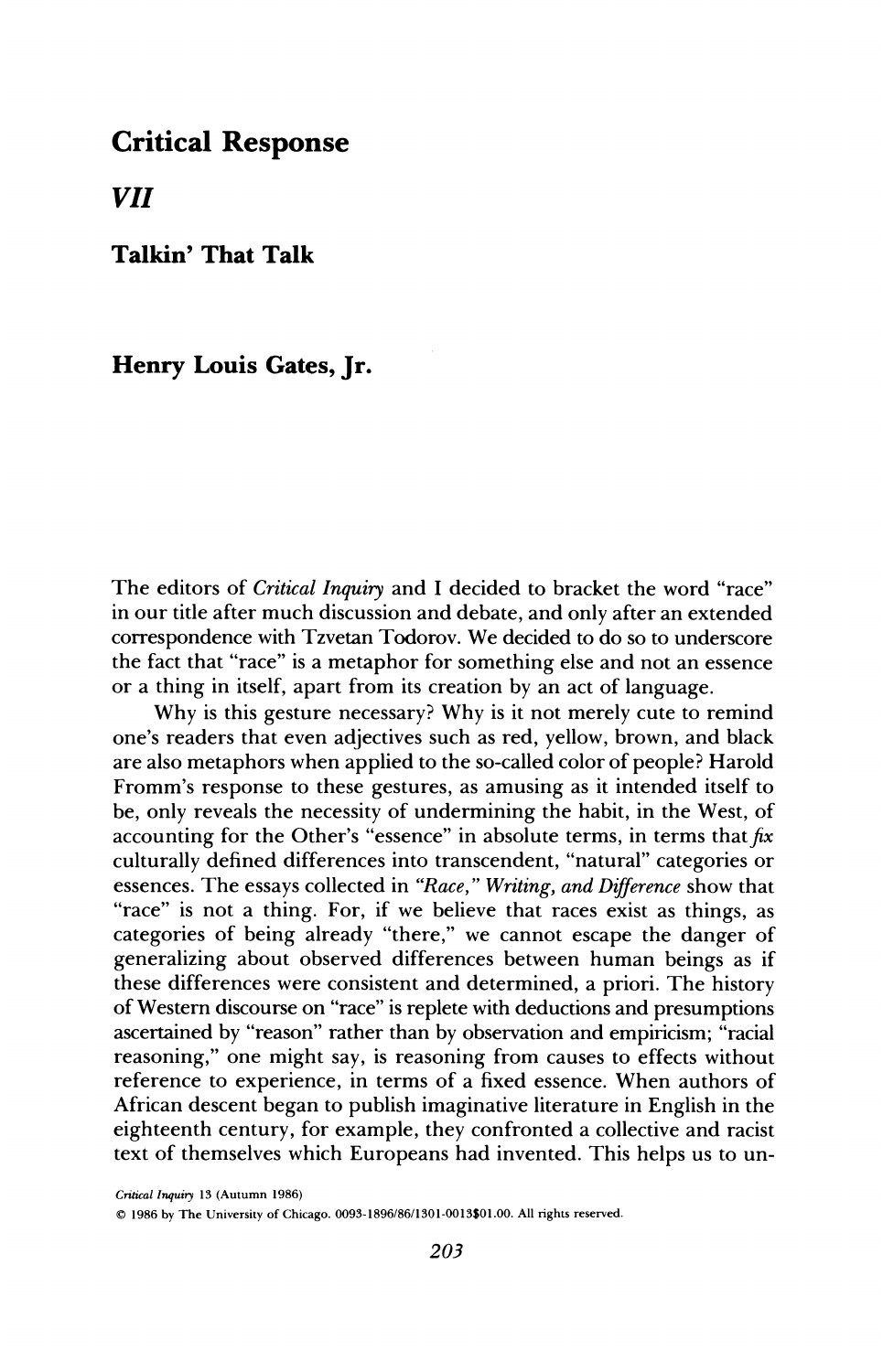# Critical Response

## VII

### Talkin' That Talk

**Henry Louis Gates, Jr.**

The editors of *Critical Inquiry* and I decided to bracket the word "race" in our title after much discussion and debate, and only after an extended correspondence with Tzvetan Todorov. We decided to do so to underscore the fact that "race" is a metaphor for something else and not an essence or a thing in itself, apart from its creation by an act of language.

Why is this gesture necessary? Why is it not merely cute to remind one's readers that even adjectives such as red, yellow, brown, and black are also metaphors when applied to the so-called color of people? Harold Fromm's response to these gestures, as amusing as it intended itself to be, only reveals the necessity of undermining the habit, in the West, of accounting for the Other's "essence" in absolute terms, in terms that *fix* culturally defined differences into transcendent, "natural" categories or essences. The essays collected in *"Race," Writing, and Difference* show that "race" is not a thing. For, if we believe that races exist as things, as categories of being already "there," we cannot escape the danger of generalizing about observed differences between human beings as if these differences were consistent and determined, a priori. The history of Western discourse on "race" is replete with deductions and presumptions ascertained by "reason" rather than by observation and empiricism; "racial reasoning," one might say, is reasoning from causes to effects without reference to experience, in terms of a fixed essence. When authors of African descent began to publish imaginative literature in English in the eighteenth century, for example, they confronted a collective and racist text of themselves which Europeans had invented. This helps us to un-

*Critical Inquiry* 13 (Autumn 1986)

© 1986 by The University of Chicago. 0093-1896/86/1301-0013$01.00. All rights reserved.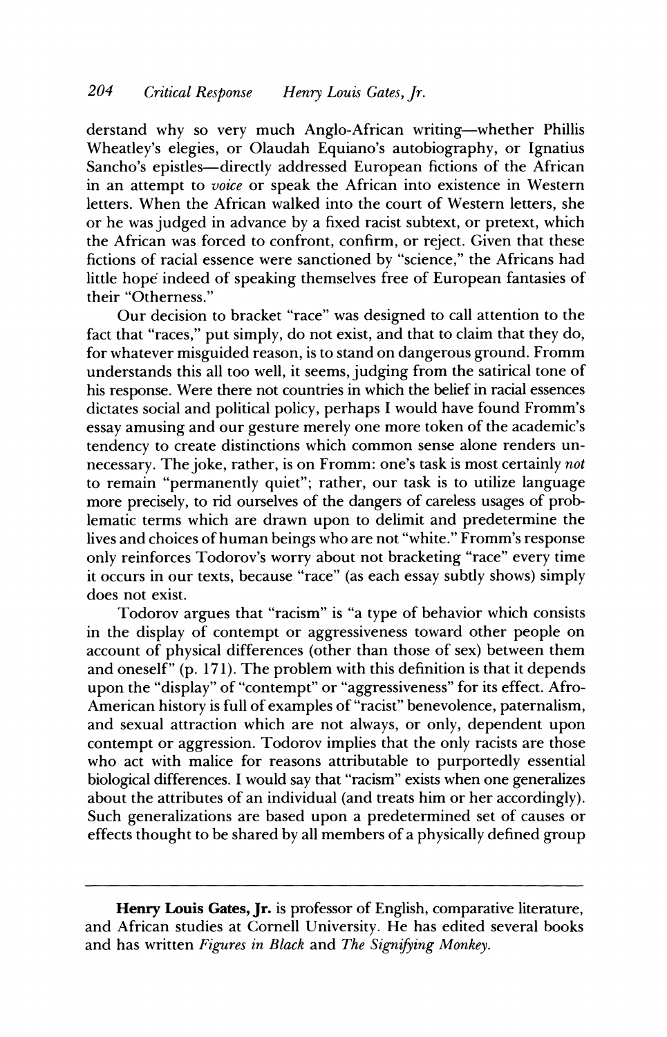derstand why so very much Anglo-African writing—whether Phillis Wheatley's elegies, or Olaudah Equiano's autobiography, or Ignatius Sancho's epistles—directly addressed European fictions of the African in an attempt to *voice* or speak the African into existence in Western letters. When the African walked into the court of Western letters, she or he was judged in advance by a fixed racist subtext, or pretext, which the African was forced to confront, confirm, or reject. Given that these fictions of racial essence were sanctioned by "science," the Africans had little hope indeed of speaking themselves free of European fantasies of their "Otherness."

Our decision to bracket "race" was designed to call attention to the fact that "races," put simply, do not exist, and that to claim that they do, for whatever misguided reason, is to stand on dangerous ground. Fromm understands this all too well, it seems, judging from the satirical tone of his response. Were there not countries in which the belief in racial essences dictates social and political policy, perhaps I would have found Fromm's essay amusing and our gesture merely one more token of the academic's tendency to create distinctions which common sense alone renders unnecessary. The joke, rather, is on Fromm: one's task is most certainly *not* to remain "permanently quiet"; rather, our task is to utilize language more precisely, to rid ourselves of the dangers of careless usages of problematic terms which are drawn upon to delimit and predetermine the lives and choices of human beings who are not "white." Fromm's response only reinforces Todorov's worry about not bracketing "race" every time it occurs in our texts, because "race" (as each essay subtly shows) simply does not exist.

Todorov argues that "racism" is "a type of behavior which consists in the display of contempt or aggressiveness toward other people on account of physical differences (other than those of sex) between them and oneself" (p. 171). The problem with this definition is that it depends upon the "display" of "contempt" or "aggressiveness" for its effect. Afro-American history is full of examples of "racist" benevolence, paternalism, and sexual attraction which are not always, or only, dependent upon contempt or aggression. Todorov implies that the only racists are those who act with malice for reasons attributable to purportedly essential biological differences. I would say that "racism" exists when one generalizes about the attributes of an individual (and treats him or her accordingly). Such generalizations are based upon a predetermined set of causes or effects thought to be shared by all members of a physically defined group

---

**Henry Louis Gates, Jr.** is professor of English, comparative literature, and African studies at Cornell University. He has edited several books and has written *Figures in Black* and *The Signifying Monkey*.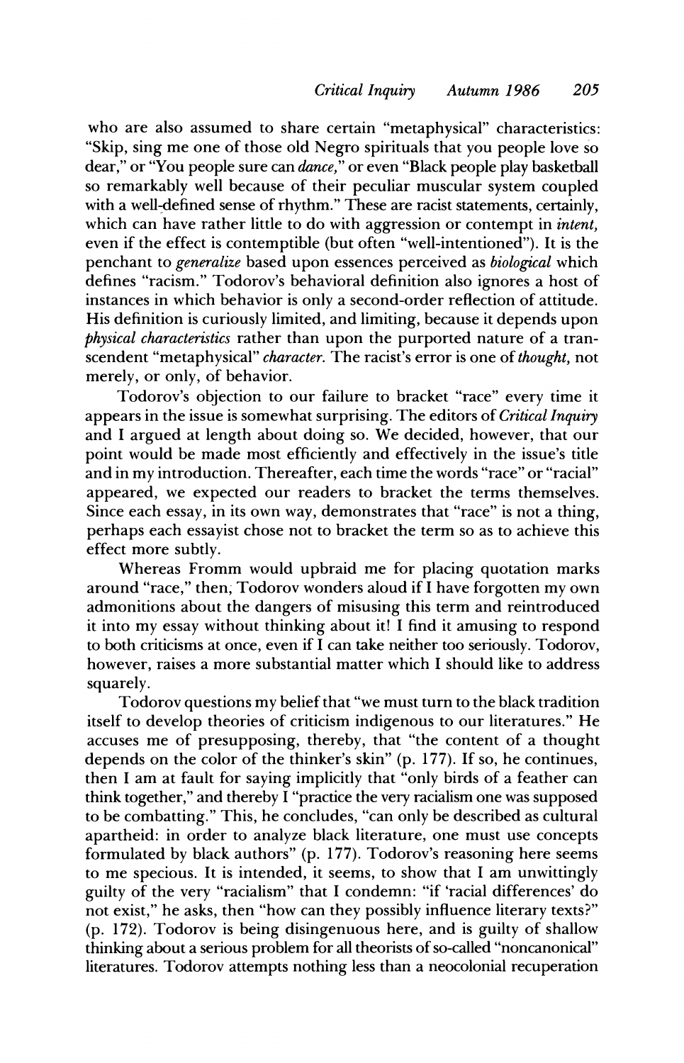who are also assumed to share certain "metaphysical" characteristics: "Skip, sing me one of those old Negro spirituals that you people love so dear," or "You people sure can *dance*," or even "Black people play basketball so remarkably well because of their peculiar muscular system coupled with a well-defined sense of rhythm." These are racist statements, certainly, which can have rather little to do with aggression or contempt in *intent*, even if the effect is contemptible (but often "well-intentioned"). It is the penchant to *generalize* based upon essences perceived as *biological* which defines "racism." Todorov's behavioral definition also ignores a host of instances in which behavior is only a second-order reflection of attitude. His definition is curiously limited, and limiting, because it depends upon *physical characteristics* rather than upon the purported nature of a transcendent "metaphysical" *character*. The racist's error is one of *thought*, not merely, or only, of behavior.

Todorov's objection to our failure to bracket "race" every time it appears in the issue is somewhat surprising. The editors of *Critical Inquiry* and I argued at length about doing so. We decided, however, that our point would be made most efficiently and effectively in the issue's title and in my introduction. Thereafter, each time the words "race" or "racial" appeared, we expected our readers to bracket the terms themselves. Since each essay, in its own way, demonstrates that "race" is not a thing, perhaps each essayist chose not to bracket the term so as to achieve this effect more subtly.

Whereas Fromm would upbraid me for placing quotation marks around "race," then, Todorov wonders aloud if I have forgotten my own admonitions about the dangers of misusing this term and reintroduced it into my essay without thinking about it! I find it amusing to respond to both criticisms at once, even if I can take neither too seriously. Todorov, however, raises a more substantial matter which I should like to address squarely.

Todorov questions my belief that "we must turn to the black tradition itself to develop theories of criticism indigenous to our literatures." He accuses me of presupposing, thereby, that "the content of a thought depends on the color of the thinker's skin" (p. 177). If so, he continues, then I am at fault for saying implicitly that "only birds of a feather can think together," and thereby I "practice the very racialism one was supposed to be combatting." This, he concludes, "can only be described as cultural apartheid: in order to analyze black literature, one must use concepts formulated by black authors" (p. 177). Todorov's reasoning here seems to me specious. It is intended, it seems, to show that I am unwittingly guilty of the very "racialism" that I condemn: "if 'racial differences' do not exist," he asks, then "how can they possibly influence literary texts?" (p. 172). Todorov is being disingenuous here, and is guilty of shallow thinking about a serious problem for all theorists of so-called "noncanonical" literatures. Todorov attempts nothing less than a neocolonial recuperation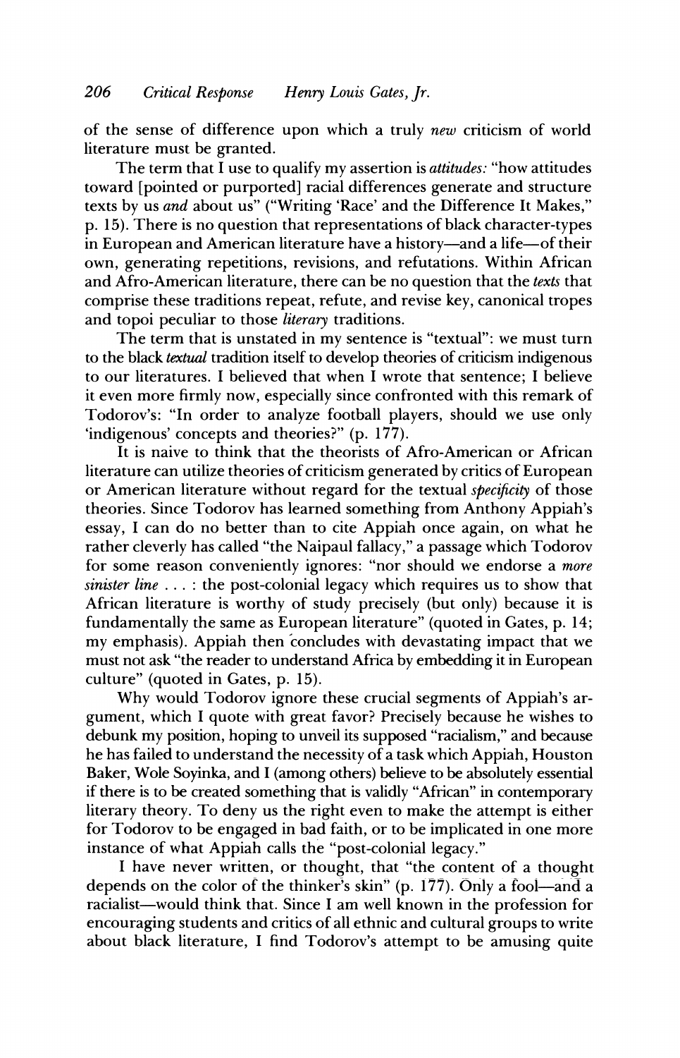of the sense of difference upon which a truly *new* criticism of world literature must be granted.

The term that I use to qualify my assertion is *attitudes:* "how attitudes toward [pointed or purported] racial differences generate and structure texts by us *and* about us" ("Writing 'Race' and the Difference It Makes," p. 15). There is no question that representations of black character-types in European and American literature have a history—and a life—of their own, generating repetitions, revisions, and refutations. Within African and Afro-American literature, there can be no question that the *texts* that comprise these traditions repeat, refute, and revise key, canonical tropes and topoi peculiar to those *literary* traditions.

The term that is unstated in my sentence is "textual": we must turn to the black *textual* tradition itself to develop theories of criticism indigenous to our literatures. I believed that when I wrote that sentence; I believe it even more firmly now, especially since confronted with this remark of Todorov's: "In order to analyze football players, should we use only 'indigenous' concepts and theories?" (p. 177).

It is naive to think that the theorists of Afro-American or African literature can utilize theories of criticism generated by critics of European or American literature without regard for the textual *specificity* of those theories. Since Todorov has learned something from Anthony Appiah's essay, I can do no better than to cite Appiah once again, on what he rather cleverly has called "the Naipaul fallacy," a passage which Todorov for some reason conveniently ignores: "nor should we endorse a *more sinister line* . . . : the post-colonial legacy which requires us to show that African literature is worthy of study precisely (but only) because it is fundamentally the same as European literature" (quoted in Gates, p. 14; my emphasis). Appiah then concludes with devastating impact that we must not ask "the reader to understand Africa by embedding it in European culture" (quoted in Gates, p. 15).

Why would Todorov ignore these crucial segments of Appiah's argument, which I quote with great favor? Precisely because he wishes to debunk my position, hoping to unveil its supposed "racialism," and because he has failed to understand the necessity of a task which Appiah, Houston Baker, Wole Soyinka, and I (among others) believe to be absolutely essential if there is to be created something that is validly "African" in contemporary literary theory. To deny us the right even to make the attempt is either for Todorov to be engaged in bad faith, or to be implicated in one more instance of what Appiah calls the "post-colonial legacy."

I have never written, or thought, that "the content of a thought depends on the color of the thinker's skin" (p. 177). Only a fool—and a racialist—would think that. Since I am well known in the profession for encouraging students and critics of all ethnic and cultural groups to write about black literature, I find Todorov's attempt to be amusing quite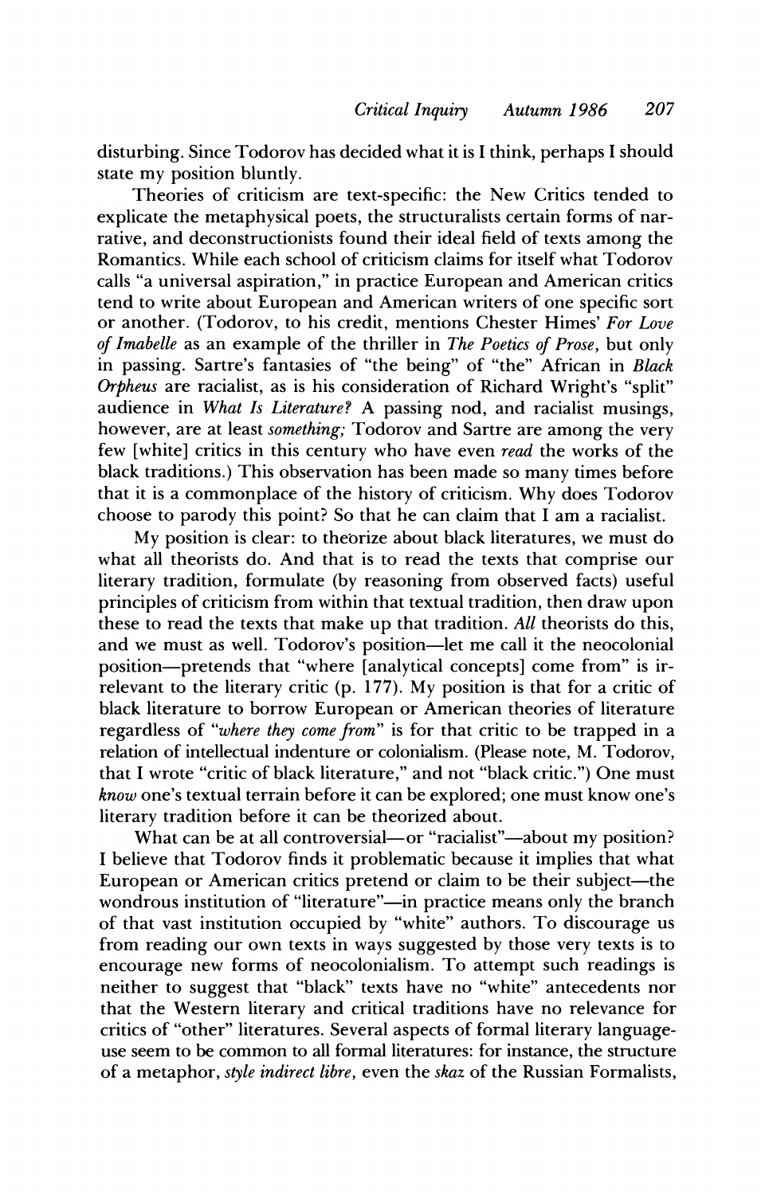disturbing. Since Todorov has decided what it is I think, perhaps I should state my position bluntly.

Theories of criticism are text-specific: the New Critics tended to explicate the metaphysical poets, the structuralists certain forms of narrative, and deconstructionists found their ideal field of texts among the Romantics. While each school of criticism claims for itself what Todorov calls "a universal aspiration," in practice European and American critics tend to write about European and American writers of one specific sort or another. (Todorov, to his credit, mentions Chester Himes' *For Love of Imabelle* as an example of the thriller in *The Poetics of Prose,* but only in passing. Sartre's fantasies of "the being" of "the" African in *Black Orpheus* are racialist, as is his consideration of Richard Wright's "split" audience in *What Is Literature?* A passing nod, and racialist musings, however, are at least *something;* Todorov and Sartre are among the very few [white] critics in this century who have even *read* the works of the black traditions.) This observation has been made so many times before that it is a commonplace of the history of criticism. Why does Todorov choose to parody this point? So that he can claim that I am a racialist.

My position is clear: to theorize about black literatures, we must do what all theorists do. And that is to read the texts that comprise our literary tradition, formulate (by reasoning from observed facts) useful principles of criticism from within that textual tradition, then draw upon these to read the texts that make up that tradition. *All* theorists do this, and we must as well. Todorov's position—let me call it the neocolonial position—pretends that "where [analytical concepts] come from" is irrelevant to the literary critic (p. 177). My position is that for a critic of black literature to borrow European or American theories of literature regardless of "*where they come from*" is for that critic to be trapped in a relation of intellectual indenture or colonialism. (Please note, M. Todorov, that I wrote "critic of black literature," and not "black critic.") One must *know* one's textual terrain before it can be explored; one must know one's literary tradition before it can be theorized about.

What can be at all controversial—or "racialist"—about my position? I believe that Todorov finds it problematic because it implies that what European or American critics pretend or claim to be their subject—the wondrous institution of "literature"—in practice means only the branch of that vast institution occupied by "white" authors. To discourage us from reading our own texts in ways suggested by those very texts is to encourage new forms of neocolonialism. To attempt such readings is neither to suggest that "black" texts have no "white" antecedents nor that the Western literary and critical traditions have no relevance for critics of "other" literatures. Several aspects of formal literary language-use seem to be common to all formal literatures: for instance, the structure of a metaphor, *style indirect libre,* even the *skaz* of the Russian Formalists,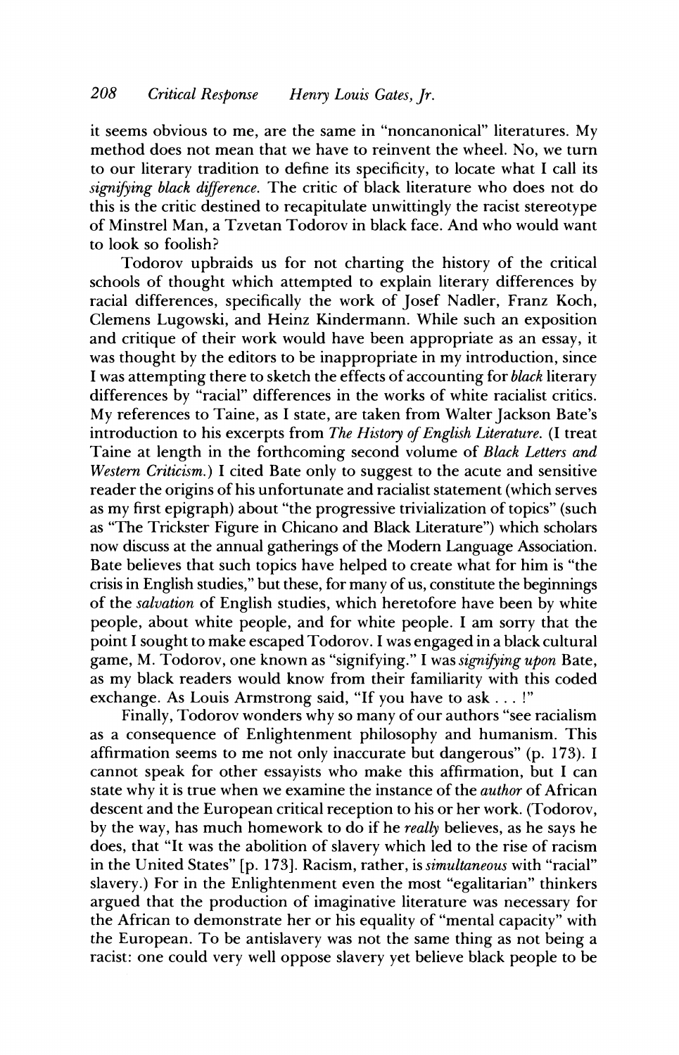it seems obvious to me, are the same in "noncanonical" literatures. My method does not mean that we have to reinvent the wheel. No, we turn to our literary tradition to define its specificity, to locate what I call its *signifying black difference*. The critic of black literature who does not do this is the critic destined to recapitulate unwittingly the racist stereotype of Minstrel Man, a Tzvetan Todorov in black face. And who would want to look so foolish?

Todorov upbraids us for not charting the history of the critical schools of thought which attempted to explain literary differences by racial differences, specifically the work of Josef Nadler, Franz Koch, Clemens Lugowski, and Heinz Kindermann. While such an exposition and critique of their work would have been appropriate as an essay, it was thought by the editors to be inappropriate in my introduction, since I was attempting there to sketch the effects of accounting for *black* literary differences by "racial" differences in the works of white racialist critics. My references to Taine, as I state, are taken from Walter Jackson Bate's introduction to his excerpts from *The History of English Literature*. (I treat Taine at length in the forthcoming second volume of *Black Letters and Western Criticism*.) I cited Bate only to suggest to the acute and sensitive reader the origins of his unfortunate and racialist statement (which serves as my first epigraph) about "the progressive trivialization of topics" (such as "The Trickster Figure in Chicano and Black Literature") which scholars now discuss at the annual gatherings of the Modern Language Association. Bate believes that such topics have helped to create what for him is "the crisis in English studies," but these, for many of us, constitute the beginnings of the *salvation* of English studies, which heretofore have been by white people, about white people, and for white people. I am sorry that the point I sought to make escaped Todorov. I was engaged in a black cultural game, M. Todorov, one known as "signifying." I was *signifying upon* Bate, as my black readers would know from their familiarity with this coded exchange. As Louis Armstrong said, "If you have to ask . . . !"

Finally, Todorov wonders why so many of our authors "see racialism as a consequence of Enlightenment philosophy and humanism. This affirmation seems to me not only inaccurate but dangerous" (p. 173). I cannot speak for other essayists who make this affirmation, but I can state why it is true when we examine the instance of the *author* of African descent and the European critical reception to his or her work. (Todorov, by the way, has much homework to do if he *really* believes, as he says he does, that "It was the abolition of slavery which led to the rise of racism in the United States" [p. 173]. Racism, rather, is *simultaneous* with "racial" slavery.) For in the Enlightenment even the most "egalitarian" thinkers argued that the production of imaginative literature was necessary for the African to demonstrate her or his equality of "mental capacity" with the European. To be antislavery was not the same thing as not being a racist: one could very well oppose slavery yet believe black people to be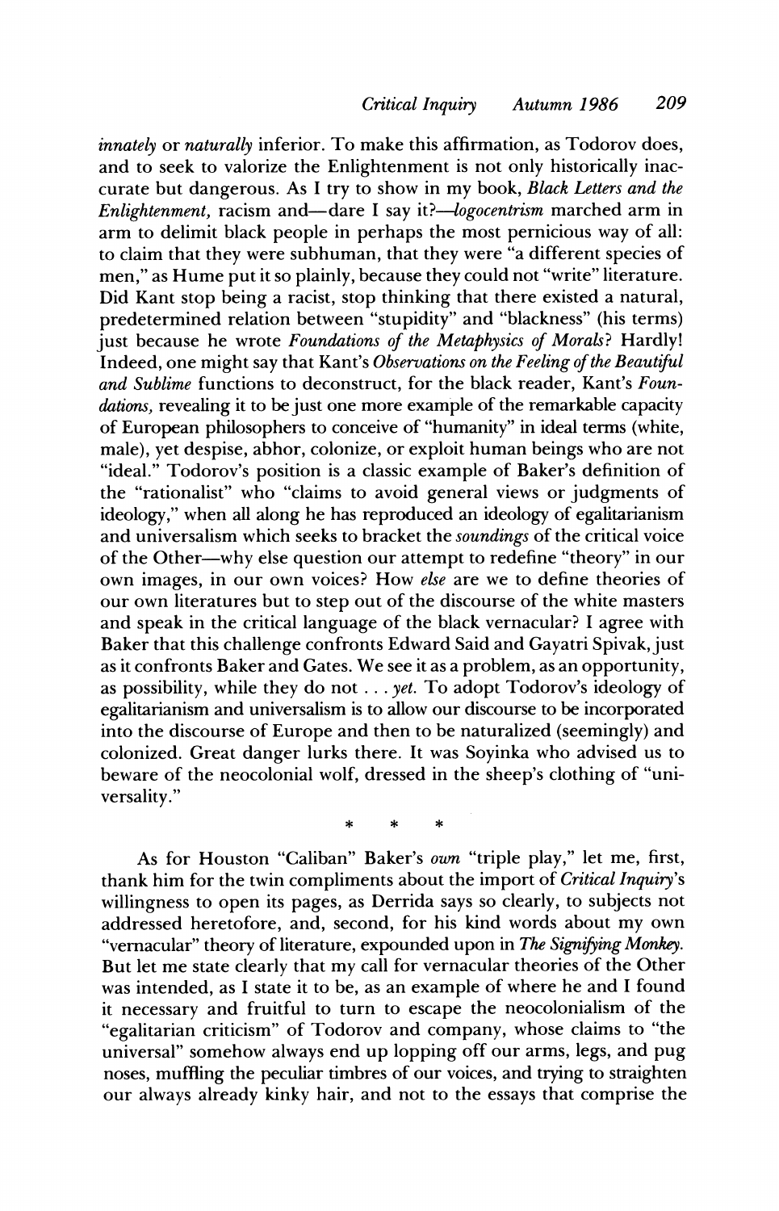*innately* or *naturally* inferior. To make this affirmation, as Todorov does, and to seek to valorize the Enlightenment is not only historically inaccurate but dangerous. As I try to show in my book, *Black Letters and the Enlightenment,* racism and—dare I say it?—*logocentrism* marched arm in arm to delimit black people in perhaps the most pernicious way of all: to claim that they were subhuman, that they were "a different species of men," as Hume put it so plainly, because they could not "write" literature. Did Kant stop being a racist, stop thinking that there existed a natural, predetermined relation between "stupidity" and "blackness" (his terms) just because he wrote *Foundations of the Metaphysics of Morals*? Hardly! Indeed, one might say that Kant's *Observations on the Feeling of the Beautiful and Sublime* functions to deconstruct, for the black reader, Kant's *Foundations,* revealing it to be just one more example of the remarkable capacity of European philosophers to conceive of "humanity" in ideal terms (white, male), yet despise, abhor, colonize, or exploit human beings who are not "ideal." Todorov's position is a classic example of Baker's definition of the "rationalist" who "claims to avoid general views or judgments of ideology," when all along he has reproduced an ideology of egalitarianism and universalism which seeks to bracket the *soundings* of the critical voice of the Other—why else question our attempt to redefine "theory" in our own images, in our own voices? How *else* are we to define theories of our own literatures but to step out of the discourse of the white masters and speak in the critical language of the black vernacular? I agree with Baker that this challenge confronts Edward Said and Gayatri Spivak, just as it confronts Baker and Gates. We see it as a problem, as an opportunity, as possibility, while they do not . . . *yet.* To adopt Todorov's ideology of egalitarianism and universalism is to allow our discourse to be incorporated into the discourse of Europe and then to be naturalized (seemingly) and colonized. Great danger lurks there. It was Soyinka who advised us to beware of the neocolonial wolf, dressed in the sheep's clothing of "universality."

\* \* \*

As for Houston "Caliban" Baker's *own* "triple play," let me, first, thank him for the twin compliments about the import of *Critical Inquiry*'s willingness to open its pages, as Derrida says so clearly, to subjects not addressed heretofore, and, second, for his kind words about my own "vernacular" theory of literature, expounded upon in *The Signifying Monkey.* But let me state clearly that my call for vernacular theories of the Other was intended, as I state it to be, as an example of where he and I found it necessary and fruitful to turn to escape the neocolonialism of the "egalitarian criticism" of Todorov and company, whose claims to "the universal" somehow always end up lopping off our arms, legs, and pug noses, muffling the peculiar timbres of our voices, and trying to straighten our always already kinky hair, and not to the essays that comprise the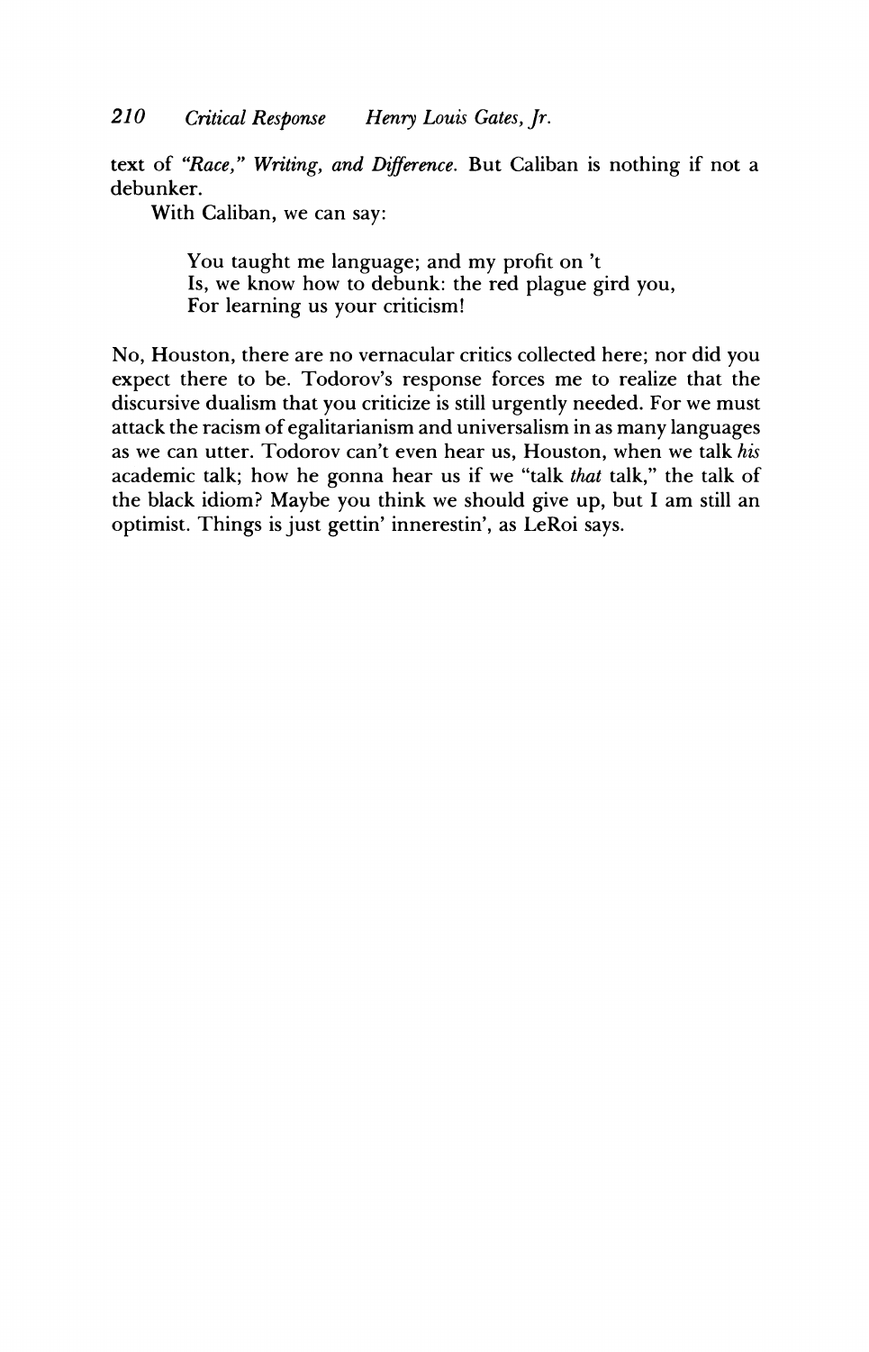text of *"Race," Writing, and Difference*. But Caliban is nothing if not a debunker.

With Caliban, we can say:

> You taught me language; and my profit on 't
> Is, we know how to debunk: the red plague gird you,
> For learning us your criticism!

No, Houston, there are no vernacular critics collected here; nor did you expect there to be. Todorov's response forces me to realize that the discursive dualism that you criticize is still urgently needed. For we must attack the racism of egalitarianism and universalism in as many languages as we can utter. Todorov can't even hear us, Houston, when we talk *his* academic talk; how he gonna hear us if we "talk *that* talk," the talk of the black idiom? Maybe you think we should give up, but I am still an optimist. Things is just gettin' innerestin', as LeRoi says.